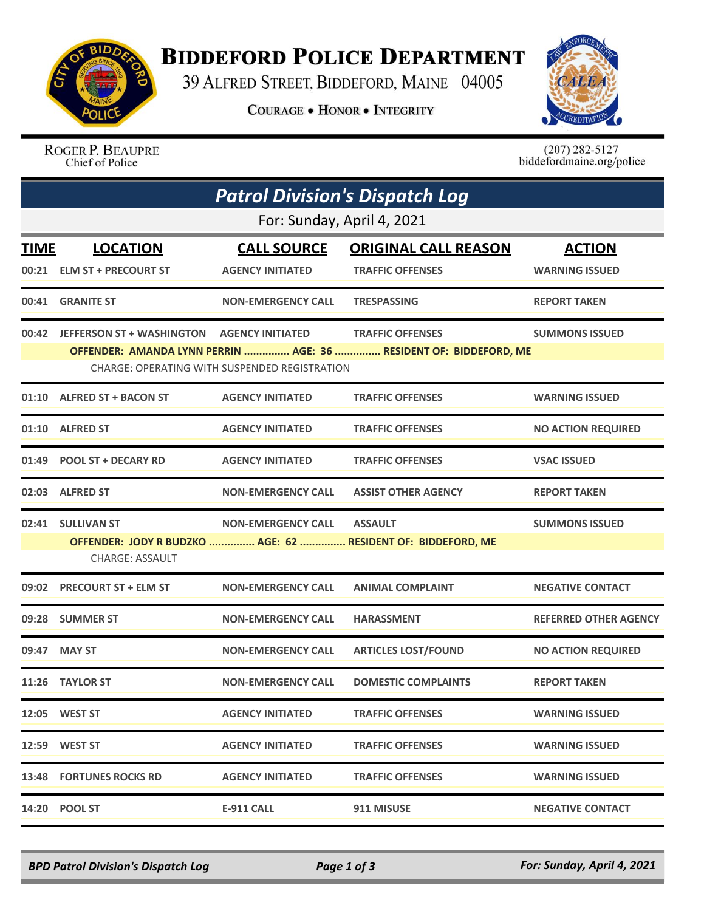# Biddeford Police Department

39 Alfred Street, Biddeford, Maine 04005

**Courage • Honor • Integrity**

Roger P. Beaupre
Chief of Police

(207) 282-5127
biddefordmaine.org/police

## *Patrol Division's Dispatch Log*

For: Sunday, April 4, 2021

| TIME | LOCATION | CALL SOURCE | ORIGINAL CALL REASON | ACTION |
|---|---|---|---|---|
| 00:21 | ELM ST + PRECOURT ST | AGENCY INITIATED | TRAFFIC OFFENSES | WARNING ISSUED |
| 00:41 | GRANITE ST | NON-EMERGENCY CALL | TRESPASSING | REPORT TAKEN |
| 00:42 | JEFFERSON ST + WASHINGTON | AGENCY INITIATED | TRAFFIC OFFENSES | SUMMONS ISSUED |
| | **OFFENDER: AMANDA LYNN PERRIN ............... AGE: 36 ............... RESIDENT OF: BIDDEFORD, ME** | | | |
| | CHARGE: OPERATING WITH SUSPENDED REGISTRATION | | | |
| 01:10 | ALFRED ST + BACON ST | AGENCY INITIATED | TRAFFIC OFFENSES | WARNING ISSUED |
| 01:10 | ALFRED ST | AGENCY INITIATED | TRAFFIC OFFENSES | NO ACTION REQUIRED |
| 01:49 | POOL ST + DECARY RD | AGENCY INITIATED | TRAFFIC OFFENSES | VSAC ISSUED |
| 02:03 | ALFRED ST | NON-EMERGENCY CALL | ASSIST OTHER AGENCY | REPORT TAKEN |
| 02:41 | SULLIVAN ST | NON-EMERGENCY CALL | ASSAULT | SUMMONS ISSUED |
| | **OFFENDER: JODY R BUDZKO ............... AGE: 62 ............... RESIDENT OF: BIDDEFORD, ME** | | | |
| | CHARGE: ASSAULT | | | |
| 09:02 | PRECOURT ST + ELM ST | NON-EMERGENCY CALL | ANIMAL COMPLAINT | NEGATIVE CONTACT |
| 09:28 | SUMMER ST | NON-EMERGENCY CALL | HARASSMENT | REFERRED OTHER AGENCY |
| 09:47 | MAY ST | NON-EMERGENCY CALL | ARTICLES LOST/FOUND | NO ACTION REQUIRED |
| 11:26 | TAYLOR ST | NON-EMERGENCY CALL | DOMESTIC COMPLAINTS | REPORT TAKEN |
| 12:05 | WEST ST | AGENCY INITIATED | TRAFFIC OFFENSES | WARNING ISSUED |
| 12:59 | WEST ST | AGENCY INITIATED | TRAFFIC OFFENSES | WARNING ISSUED |
| 13:48 | FORTUNES ROCKS RD | AGENCY INITIATED | TRAFFIC OFFENSES | WARNING ISSUED |
| 14:20 | POOL ST | E-911 CALL | 911 MISUSE | NEGATIVE CONTACT |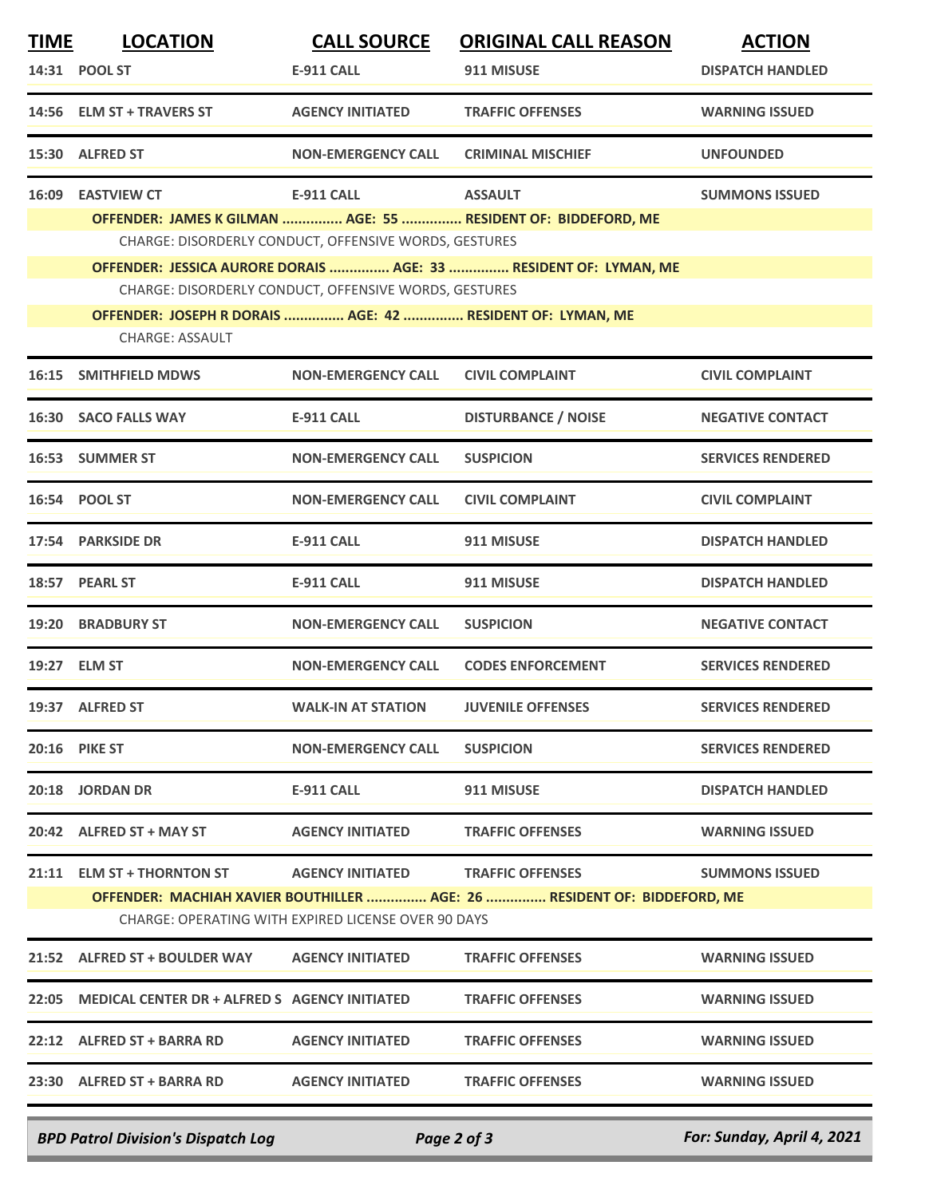| TIME | LOCATION | CALL SOURCE | ORIGINAL CALL REASON | ACTION |
|---|---|---|---|---|
| 14:31 | POOL ST | E-911 CALL | 911 MISUSE | DISPATCH HANDLED |
| 14:56 | ELM ST + TRAVERS ST | AGENCY INITIATED | TRAFFIC OFFENSES | WARNING ISSUED |
| 15:30 | ALFRED ST | NON-EMERGENCY CALL | CRIMINAL MISCHIEF | UNFOUNDED |
| 16:09 | EASTVIEW CT | E-911 CALL | ASSAULT | SUMMONS ISSUED |
| | OFFENDER: JAMES K GILMAN ............... AGE: 55 ............... RESIDENT OF: BIDDEFORD, ME | | | |
| | CHARGE: DISORDERLY CONDUCT, OFFENSIVE WORDS, GESTURES | | | |
| | OFFENDER: JESSICA AURORE DORAIS ............... AGE: 33 ............... RESIDENT OF: LYMAN, ME | | | |
| | CHARGE: DISORDERLY CONDUCT, OFFENSIVE WORDS, GESTURES | | | |
| | OFFENDER: JOSEPH R DORAIS ............... AGE: 42 ............... RESIDENT OF: LYMAN, ME | | | |
| | CHARGE: ASSAULT | | | |
| 16:15 | SMITHFIELD MDWS | NON-EMERGENCY CALL | CIVIL COMPLAINT | CIVIL COMPLAINT |
| 16:30 | SACO FALLS WAY | E-911 CALL | DISTURBANCE / NOISE | NEGATIVE CONTACT |
| 16:53 | SUMMER ST | NON-EMERGENCY CALL | SUSPICION | SERVICES RENDERED |
| 16:54 | POOL ST | NON-EMERGENCY CALL | CIVIL COMPLAINT | CIVIL COMPLAINT |
| 17:54 | PARKSIDE DR | E-911 CALL | 911 MISUSE | DISPATCH HANDLED |
| 18:57 | PEARL ST | E-911 CALL | 911 MISUSE | DISPATCH HANDLED |
| 19:20 | BRADBURY ST | NON-EMERGENCY CALL | SUSPICION | NEGATIVE CONTACT |
| 19:27 | ELM ST | NON-EMERGENCY CALL | CODES ENFORCEMENT | SERVICES RENDERED |
| 19:37 | ALFRED ST | WALK-IN AT STATION | JUVENILE OFFENSES | SERVICES RENDERED |
| 20:16 | PIKE ST | NON-EMERGENCY CALL | SUSPICION | SERVICES RENDERED |
| 20:18 | JORDAN DR | E-911 CALL | 911 MISUSE | DISPATCH HANDLED |
| 20:42 | ALFRED ST + MAY ST | AGENCY INITIATED | TRAFFIC OFFENSES | WARNING ISSUED |
| 21:11 | ELM ST + THORNTON ST | AGENCY INITIATED | TRAFFIC OFFENSES | SUMMONS ISSUED |
| | OFFENDER: MACHIAH XAVIER BOUTHILLER ............... AGE: 26 ............... RESIDENT OF: BIDDEFORD, ME | | | |
| | CHARGE: OPERATING WITH EXPIRED LICENSE OVER 90 DAYS | | | |
| 21:52 | ALFRED ST + BOULDER WAY | AGENCY INITIATED | TRAFFIC OFFENSES | WARNING ISSUED |
| 22:05 | MEDICAL CENTER DR + ALFRED S | AGENCY INITIATED | TRAFFIC OFFENSES | WARNING ISSUED |
| 22:12 | ALFRED ST + BARRA RD | AGENCY INITIATED | TRAFFIC OFFENSES | WARNING ISSUED |
| 23:30 | ALFRED ST + BARRA RD | AGENCY INITIATED | TRAFFIC OFFENSES | WARNING ISSUED |

*BPD Patrol Division's Dispatch Log* — *For: Sunday, April 4, 2021*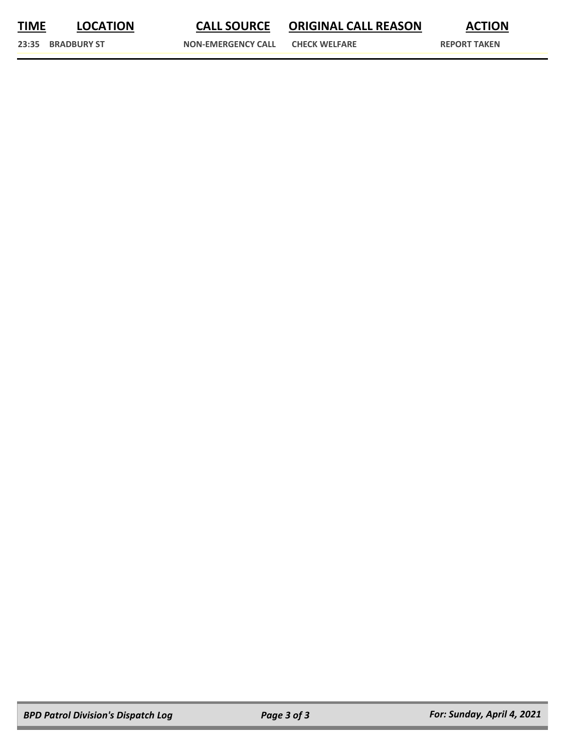| TIME | LOCATION | CALL SOURCE | ORIGINAL CALL REASON | ACTION |
|---|---|---|---|---|
| 23:35 | BRADBURY ST | NON-EMERGENCY CALL | CHECK WELFARE | REPORT TAKEN |